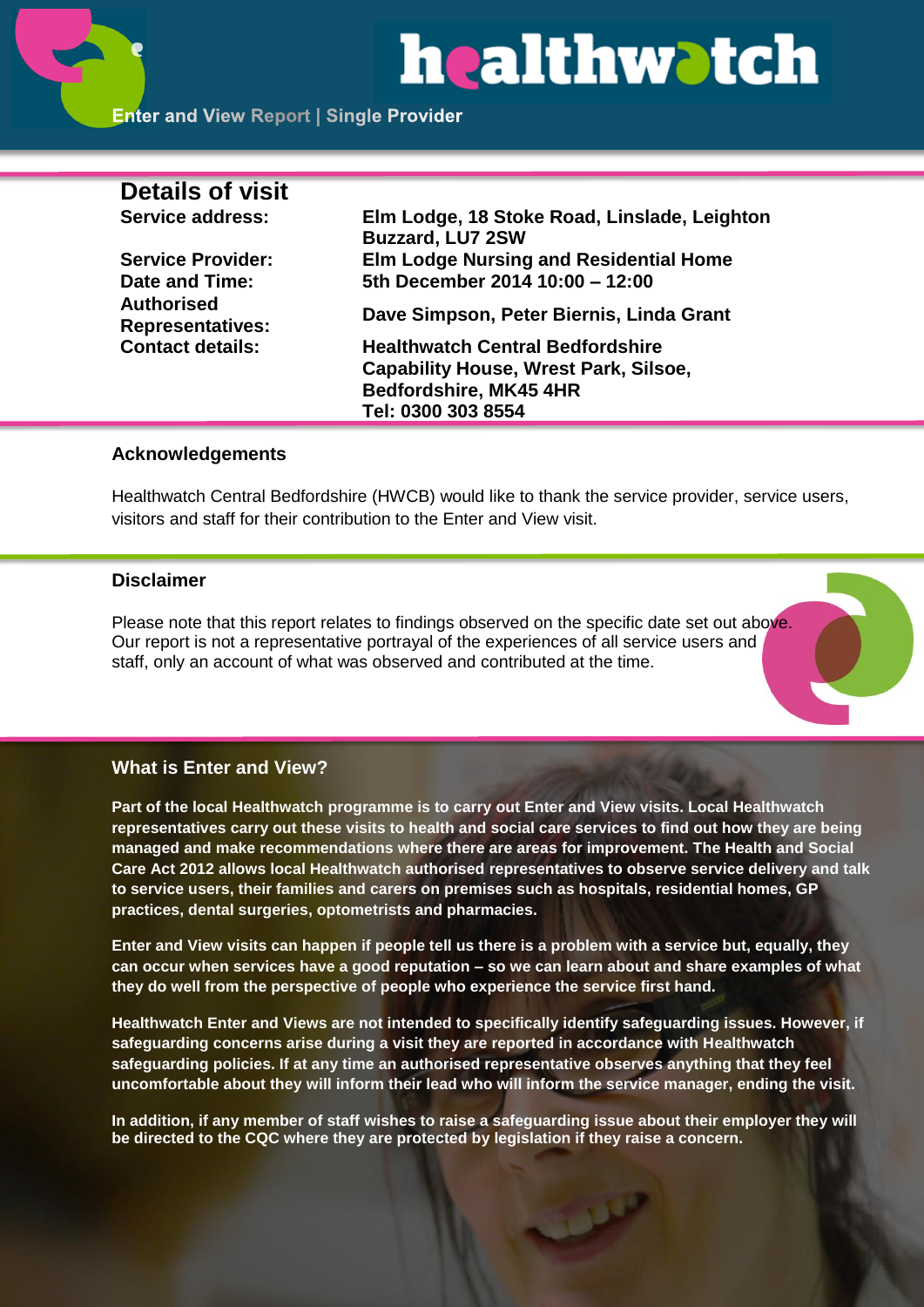# healthwatch

Enter and View Report | Single Provider

## Details of visit

| | |
|---|---|
| **Service address:** | **Elm Lodge, 18 Stoke Road, Linslade, Leighton Buzzard, LU7 2SW** |
| **Service Provider:** | **Elm Lodge Nursing and Residential Home** |
| **Date and Time:** | **5th December 2014 10:00 – 12:00** |
| **Authorised Representatives:** | **Dave Simpson, Peter Biernis, Linda Grant** |
| **Contact details:** | **Healthwatch Central Bedfordshire Capability House, Wrest Park, Silsoe, Bedfordshire, MK45 4HR Tel: 0300 303 8554** |

### Acknowledgements

Healthwatch Central Bedfordshire (HWCB) would like to thank the service provider, service users, visitors and staff for their contribution to the Enter and View visit.

### Disclaimer

Please note that this report relates to findings observed on the specific date set out above. Our report is not a representative portrayal of the experiences of all service users and staff, only an account of what was observed and contributed at the time.

### What is Enter and View?

**Part of the local Healthwatch programme is to carry out Enter and View visits. Local Healthwatch representatives carry out these visits to health and social care services to find out how they are being managed and make recommendations where there are areas for improvement. The Health and Social Care Act 2012 allows local Healthwatch authorised representatives to observe service delivery and talk to service users, their families and carers on premises such as hospitals, residential homes, GP practices, dental surgeries, optometrists and pharmacies.**

**Enter and View visits can happen if people tell us there is a problem with a service but, equally, they can occur when services have a good reputation – so we can learn about and share examples of what they do well from the perspective of people who experience the service first hand.**

**Healthwatch Enter and Views are not intended to specifically identify safeguarding issues. However, if safeguarding concerns arise during a visit they are reported in accordance with Healthwatch safeguarding policies. If at any time an authorised representative observes anything that they feel uncomfortable about they will inform their lead who will inform the service manager, ending the visit.**

**In addition, if any member of staff wishes to raise a safeguarding issue about their employer they will be directed to the CQC where they are protected by legislation if they raise a concern.**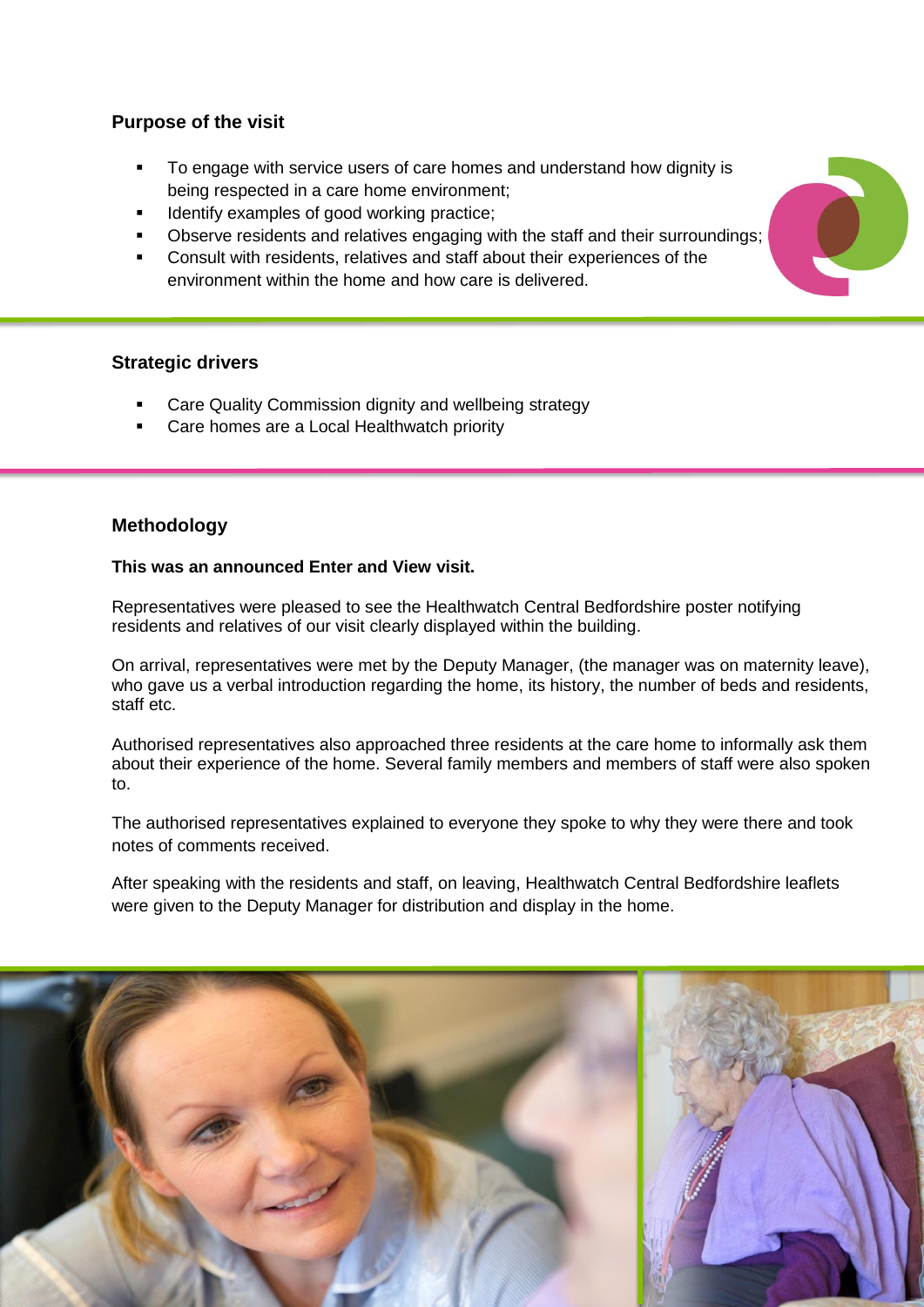## Purpose of the visit

- To engage with service users of care homes and understand how dignity is being respected in a care home environment;
- Identify examples of good working practice;
- Observe residents and relatives engaging with the staff and their surroundings;
- Consult with residents, relatives and staff about their experiences of the environment within the home and how care is delivered.

## Strategic drivers

- Care Quality Commission dignity and wellbeing strategy
- Care homes are a Local Healthwatch priority

## Methodology

**This was an announced Enter and View visit.**

Representatives were pleased to see the Healthwatch Central Bedfordshire poster notifying residents and relatives of our visit clearly displayed within the building.

On arrival, representatives were met by the Deputy Manager, (the manager was on maternity leave), who gave us a verbal introduction regarding the home, its history, the number of beds and residents, staff etc.

Authorised representatives also approached three residents at the care home to informally ask them about their experience of the home. Several family members and members of staff were also spoken to.

The authorised representatives explained to everyone they spoke to why they were there and took notes of comments received.

After speaking with the residents and staff, on leaving, Healthwatch Central Bedfordshire leaflets were given to the Deputy Manager for distribution and display in the home.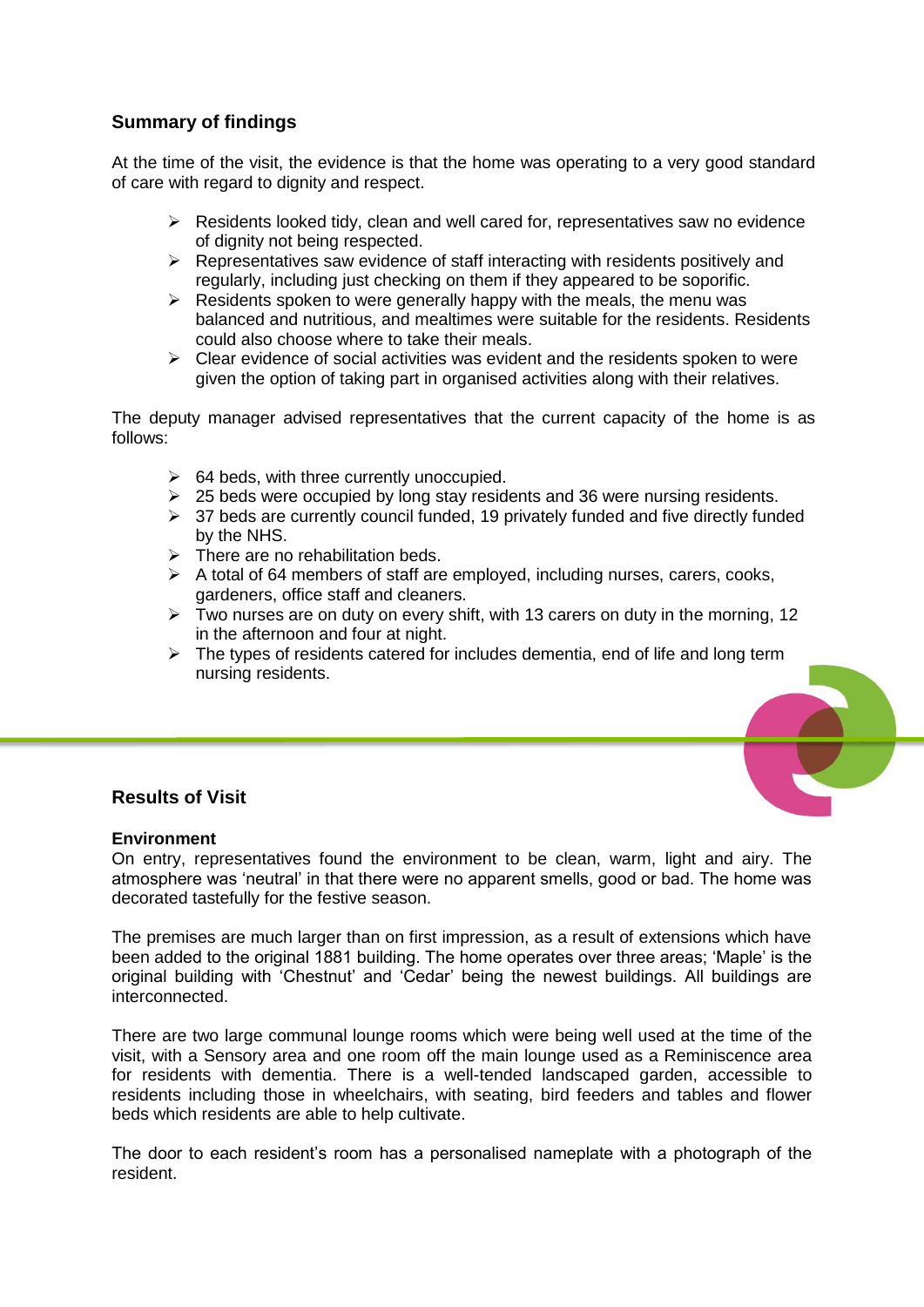## Summary of findings

At the time of the visit, the evidence is that the home was operating to a very good standard of care with regard to dignity and respect.

- Residents looked tidy, clean and well cared for, representatives saw no evidence of dignity not being respected.
- Representatives saw evidence of staff interacting with residents positively and regularly, including just checking on them if they appeared to be soporific.
- Residents spoken to were generally happy with the meals, the menu was balanced and nutritious, and mealtimes were suitable for the residents. Residents could also choose where to take their meals.
- Clear evidence of social activities was evident and the residents spoken to were given the option of taking part in organised activities along with their relatives.

The deputy manager advised representatives that the current capacity of the home is as follows:

- 64 beds, with three currently unoccupied.
- 25 beds were occupied by long stay residents and 36 were nursing residents.
- 37 beds are currently council funded, 19 privately funded and five directly funded by the NHS.
- There are no rehabilitation beds.
- A total of 64 members of staff are employed, including nurses, carers, cooks, gardeners, office staff and cleaners.
- Two nurses are on duty on every shift, with 13 carers on duty in the morning, 12 in the afternoon and four at night.
- The types of residents catered for includes dementia, end of life and long term nursing residents.

## Results of Visit

### Environment

On entry, representatives found the environment to be clean, warm, light and airy. The atmosphere was 'neutral' in that there were no apparent smells, good or bad. The home was decorated tastefully for the festive season.

The premises are much larger than on first impression, as a result of extensions which have been added to the original 1881 building. The home operates over three areas; 'Maple' is the original building with 'Chestnut' and 'Cedar' being the newest buildings. All buildings are interconnected.

There are two large communal lounge rooms which were being well used at the time of the visit, with a Sensory area and one room off the main lounge used as a Reminiscence area for residents with dementia. There is a well-tended landscaped garden, accessible to residents including those in wheelchairs, with seating, bird feeders and tables and flower beds which residents are able to help cultivate.

The door to each resident's room has a personalised nameplate with a photograph of the resident.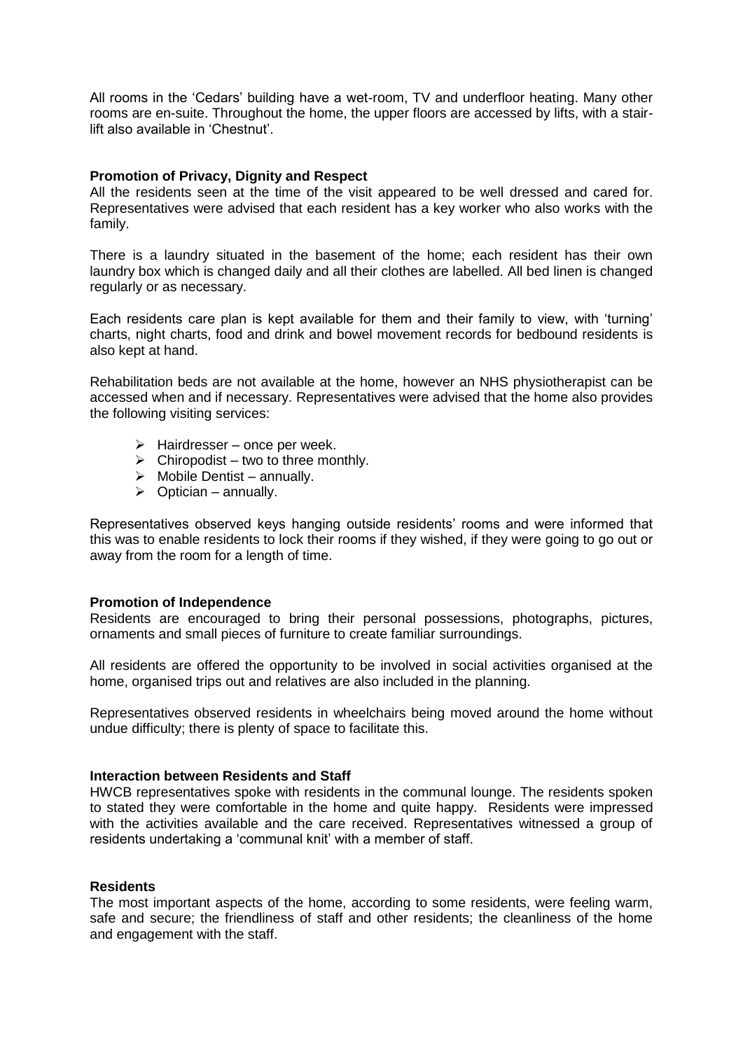All rooms in the 'Cedars' building have a wet-room, TV and underfloor heating. Many other rooms are en-suite. Throughout the home, the upper floors are accessed by lifts, with a stair-lift also available in 'Chestnut'.

**Promotion of Privacy, Dignity and Respect**

All the residents seen at the time of the visit appeared to be well dressed and cared for. Representatives were advised that each resident has a key worker who also works with the family.

There is a laundry situated in the basement of the home; each resident has their own laundry box which is changed daily and all their clothes are labelled. All bed linen is changed regularly or as necessary.

Each residents care plan is kept available for them and their family to view, with 'turning' charts, night charts, food and drink and bowel movement records for bedbound residents is also kept at hand.

Rehabilitation beds are not available at the home, however an NHS physiotherapist can be accessed when and if necessary. Representatives were advised that the home also provides the following visiting services:

- Hairdresser – once per week.
- Chiropodist – two to three monthly.
- Mobile Dentist – annually.
- Optician – annually.

Representatives observed keys hanging outside residents' rooms and were informed that this was to enable residents to lock their rooms if they wished, if they were going to go out or away from the room for a length of time.

**Promotion of Independence**

Residents are encouraged to bring their personal possessions, photographs, pictures, ornaments and small pieces of furniture to create familiar surroundings.

All residents are offered the opportunity to be involved in social activities organised at the home, organised trips out and relatives are also included in the planning.

Representatives observed residents in wheelchairs being moved around the home without undue difficulty; there is plenty of space to facilitate this.

**Interaction between Residents and Staff**

HWCB representatives spoke with residents in the communal lounge. The residents spoken to stated they were comfortable in the home and quite happy. Residents were impressed with the activities available and the care received. Representatives witnessed a group of residents undertaking a 'communal knit' with a member of staff.

**Residents**

The most important aspects of the home, according to some residents, were feeling warm, safe and secure; the friendliness of staff and other residents; the cleanliness of the home and engagement with the staff.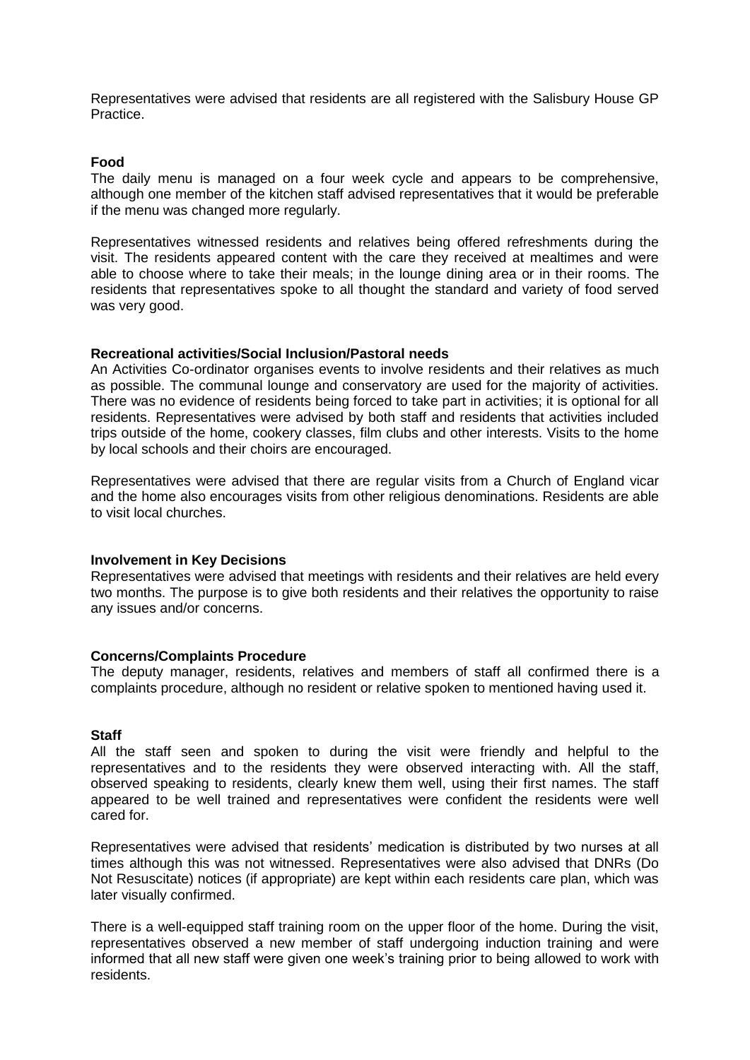Representatives were advised that residents are all registered with the Salisbury House GP Practice.

**Food**

The daily menu is managed on a four week cycle and appears to be comprehensive, although one member of the kitchen staff advised representatives that it would be preferable if the menu was changed more regularly.

Representatives witnessed residents and relatives being offered refreshments during the visit. The residents appeared content with the care they received at mealtimes and were able to choose where to take their meals; in the lounge dining area or in their rooms. The residents that representatives spoke to all thought the standard and variety of food served was very good.

**Recreational activities/Social Inclusion/Pastoral needs**

An Activities Co-ordinator organises events to involve residents and their relatives as much as possible. The communal lounge and conservatory are used for the majority of activities. There was no evidence of residents being forced to take part in activities; it is optional for all residents. Representatives were advised by both staff and residents that activities included trips outside of the home, cookery classes, film clubs and other interests. Visits to the home by local schools and their choirs are encouraged.

Representatives were advised that there are regular visits from a Church of England vicar and the home also encourages visits from other religious denominations. Residents are able to visit local churches.

**Involvement in Key Decisions**

Representatives were advised that meetings with residents and their relatives are held every two months. The purpose is to give both residents and their relatives the opportunity to raise any issues and/or concerns.

**Concerns/Complaints Procedure**

The deputy manager, residents, relatives and members of staff all confirmed there is a complaints procedure, although no resident or relative spoken to mentioned having used it.

**Staff**

All the staff seen and spoken to during the visit were friendly and helpful to the representatives and to the residents they were observed interacting with. All the staff, observed speaking to residents, clearly knew them well, using their first names. The staff appeared to be well trained and representatives were confident the residents were well cared for.

Representatives were advised that residents' medication is distributed by two nurses at all times although this was not witnessed. Representatives were also advised that DNRs (Do Not Resuscitate) notices (if appropriate) are kept within each residents care plan, which was later visually confirmed.

There is a well-equipped staff training room on the upper floor of the home. During the visit, representatives observed a new member of staff undergoing induction training and were informed that all new staff were given one week's training prior to being allowed to work with residents.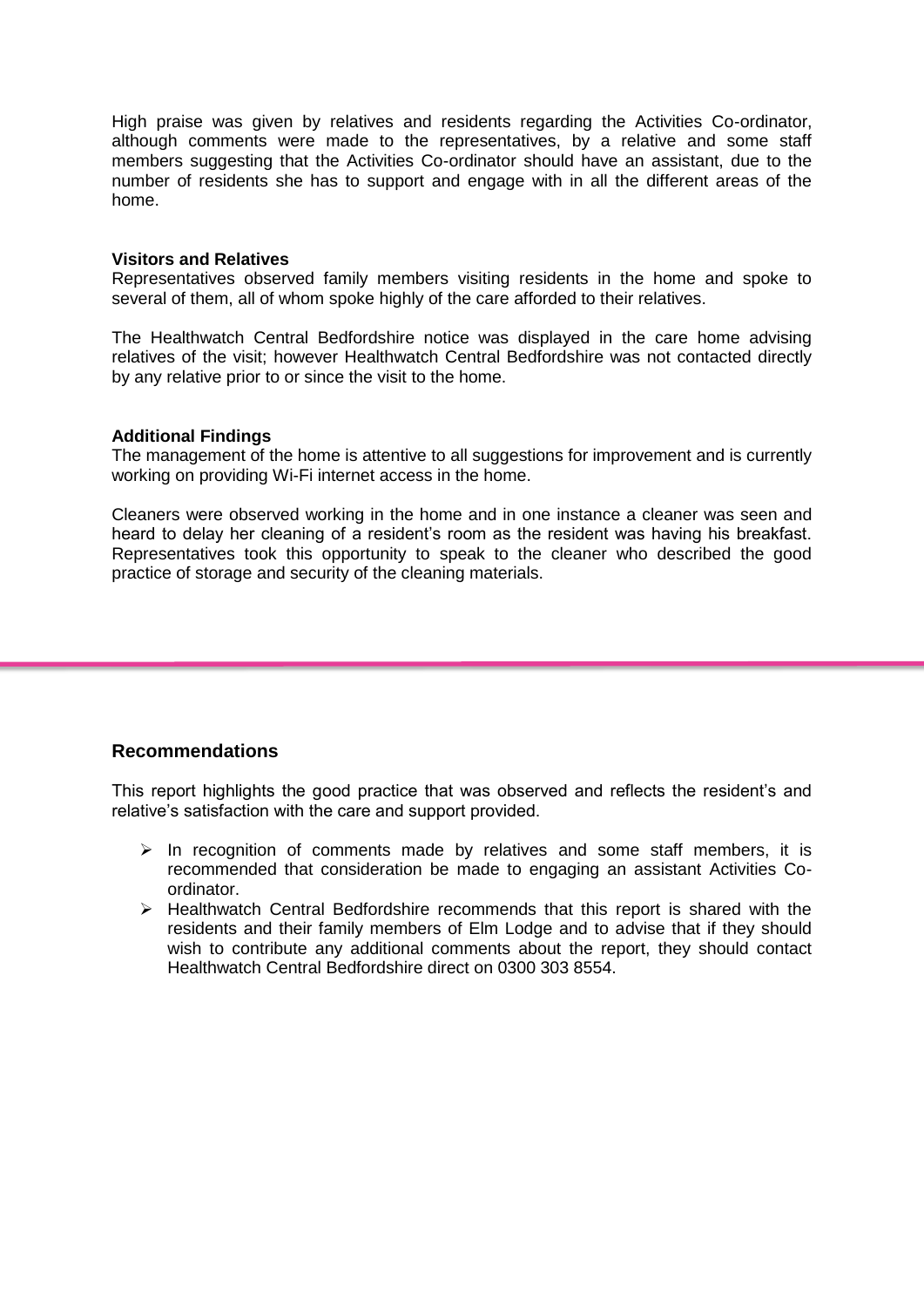High praise was given by relatives and residents regarding the Activities Co-ordinator, although comments were made to the representatives, by a relative and some staff members suggesting that the Activities Co-ordinator should have an assistant, due to the number of residents she has to support and engage with in all the different areas of the home.

**Visitors and Relatives**

Representatives observed family members visiting residents in the home and spoke to several of them, all of whom spoke highly of the care afforded to their relatives.

The Healthwatch Central Bedfordshire notice was displayed in the care home advising relatives of the visit; however Healthwatch Central Bedfordshire was not contacted directly by any relative prior to or since the visit to the home.

**Additional Findings**

The management of the home is attentive to all suggestions for improvement and is currently working on providing Wi-Fi internet access in the home.

Cleaners were observed working in the home and in one instance a cleaner was seen and heard to delay her cleaning of a resident's room as the resident was having his breakfast. Representatives took this opportunity to speak to the cleaner who described the good practice of storage and security of the cleaning materials.

## Recommendations

This report highlights the good practice that was observed and reflects the resident's and relative's satisfaction with the care and support provided.

- In recognition of comments made by relatives and some staff members, it is recommended that consideration be made to engaging an assistant Activities Co-ordinator.
- Healthwatch Central Bedfordshire recommends that this report is shared with the residents and their family members of Elm Lodge and to advise that if they should wish to contribute any additional comments about the report, they should contact Healthwatch Central Bedfordshire direct on 0300 303 8554.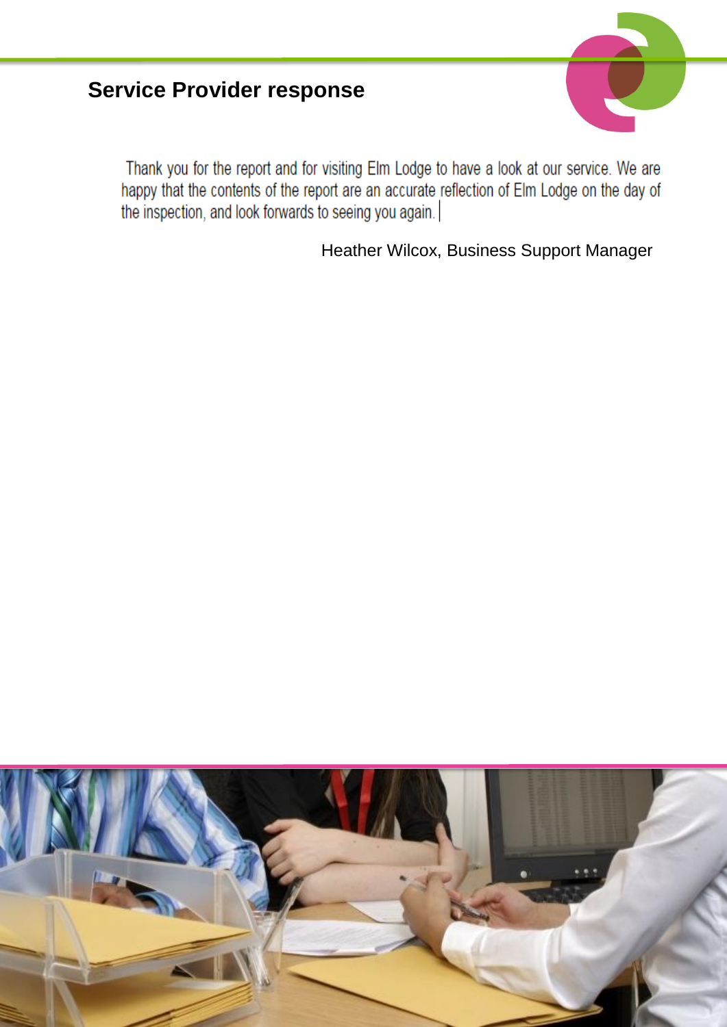## Service Provider response

Thank you for the report and for visiting Elm Lodge to have a look at our service. We are happy that the contents of the report are an accurate reflection of Elm Lodge on the day of the inspection, and look forwards to seeing you again.

Heather Wilcox, Business Support Manager